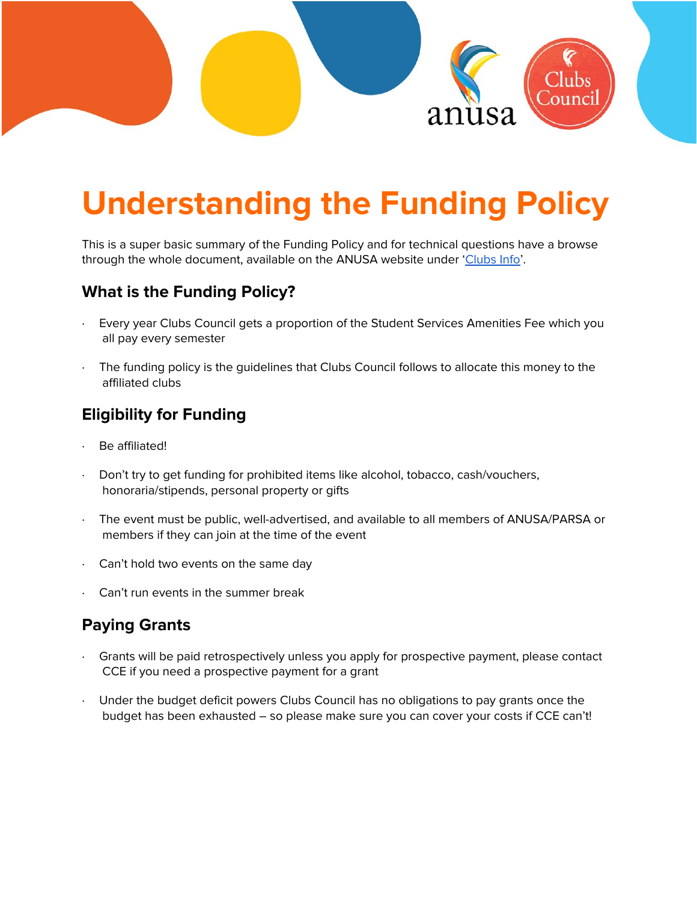# Understanding the Funding Policy

This is a super basic summary of the Funding Policy and for technical questions have a browse through the whole document, available on the ANUSA website under '[Clubs Info]'.

## What is the Funding Policy?

- Every year Clubs Council gets a proportion of the Student Services Amenities Fee which you all pay every semester
- The funding policy is the guidelines that Clubs Council follows to allocate this money to the affiliated clubs

## Eligibility for Funding

- Be affiliated!
- Don't try to get funding for prohibited items like alcohol, tobacco, cash/vouchers, honoraria/stipends, personal property or gifts
- The event must be public, well-advertised, and available to all members of ANUSA/PARSA or members if they can join at the time of the event
- Can't hold two events on the same day
- Can't run events in the summer break

## Paying Grants

- Grants will be paid retrospectively unless you apply for prospective payment, please contact CCE if you need a prospective payment for a grant
- Under the budget deficit powers Clubs Council has no obligations to pay grants once the budget has been exhausted – so please make sure you can cover your costs if CCE can't!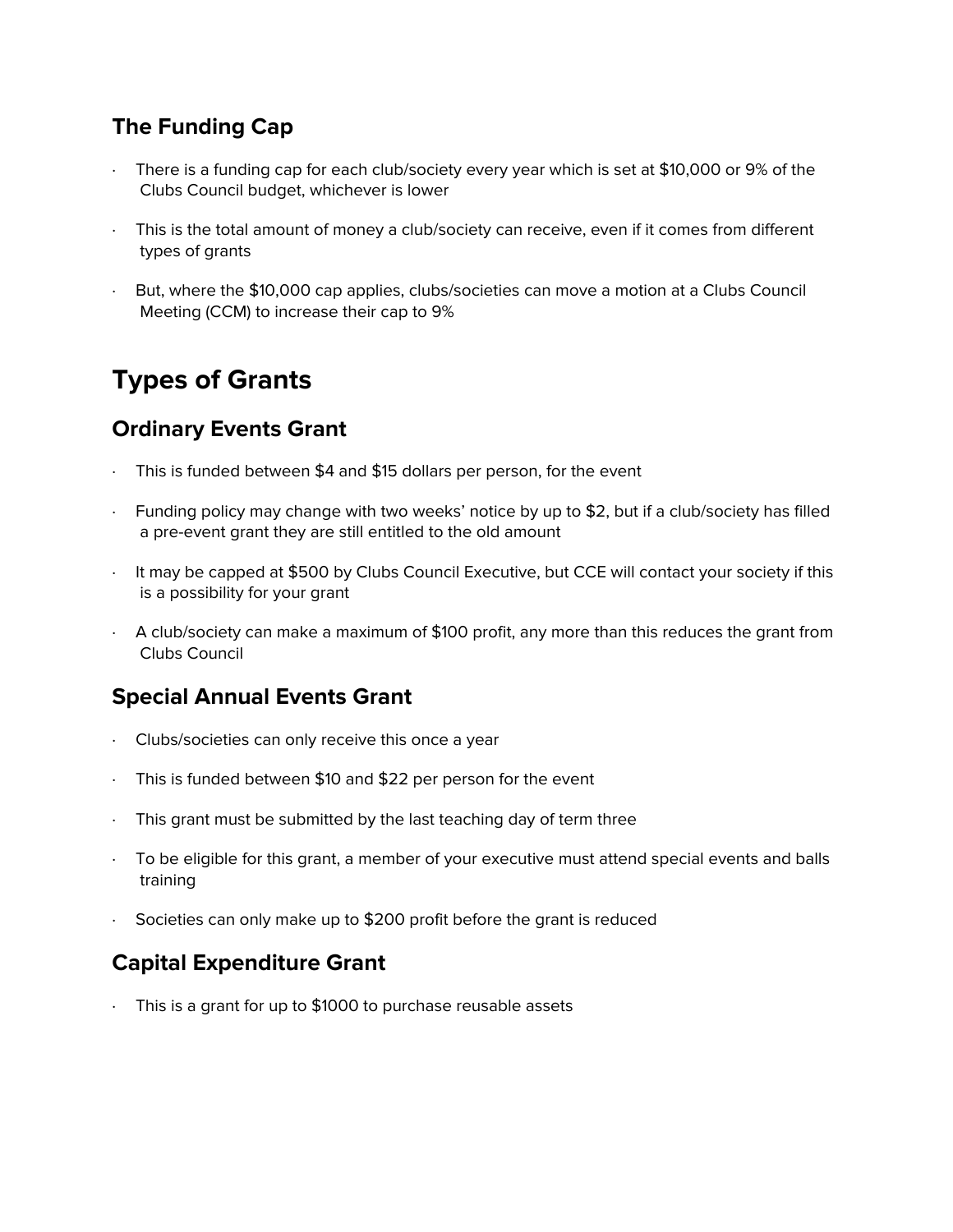### The Funding Cap

- There is a funding cap for each club/society every year which is set at $10,000 or 9% of the Clubs Council budget, whichever is lower
- This is the total amount of money a club/society can receive, even if it comes from different types of grants
- But, where the $10,000 cap applies, clubs/societies can move a motion at a Clubs Council Meeting (CCM) to increase their cap to 9%

## Types of Grants

### Ordinary Events Grant

- This is funded between $4 and $15 dollars per person, for the event
- Funding policy may change with two weeks' notice by up to $2, but if a club/society has filled a pre-event grant they are still entitled to the old amount
- It may be capped at $500 by Clubs Council Executive, but CCE will contact your society if this is a possibility for your grant
- A club/society can make a maximum of $100 profit, any more than this reduces the grant from Clubs Council

### Special Annual Events Grant

- Clubs/societies can only receive this once a year
- This is funded between $10 and $22 per person for the event
- This grant must be submitted by the last teaching day of term three
- To be eligible for this grant, a member of your executive must attend special events and balls training
- Societies can only make up to $200 profit before the grant is reduced

### Capital Expenditure Grant

- This is a grant for up to $1000 to purchase reusable assets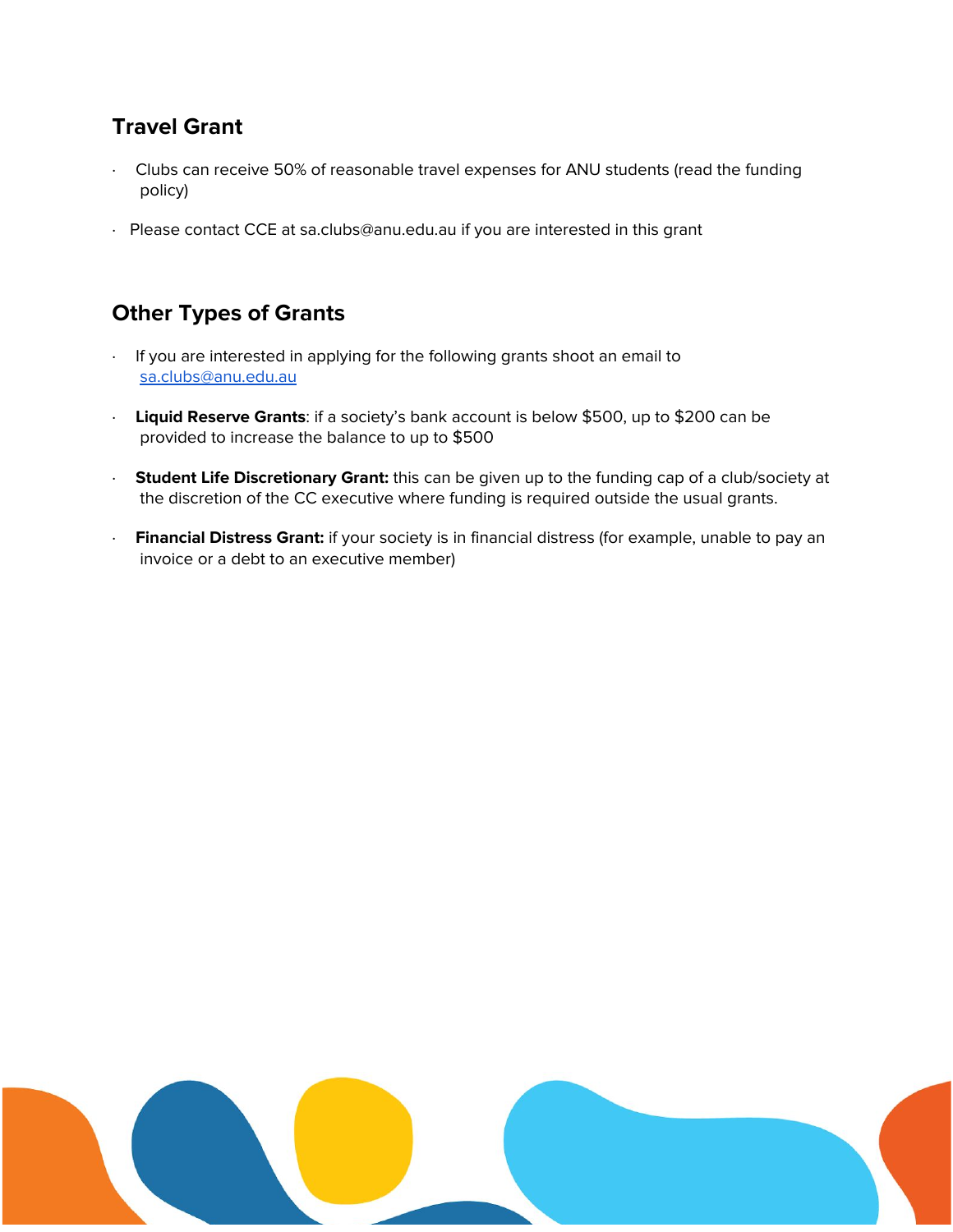## Travel Grant

- Clubs can receive 50% of reasonable travel expenses for ANU students (read the funding policy)
- Please contact CCE at sa.clubs@anu.edu.au if you are interested in this grant

## Other Types of Grants

- If you are interested in applying for the following grants shoot an email to sa.clubs@anu.edu.au
- **Liquid Reserve Grants**: if a society's bank account is below $500, up to $200 can be provided to increase the balance to up to $500
- **Student Life Discretionary Grant:** this can be given up to the funding cap of a club/society at the discretion of the CC executive where funding is required outside the usual grants.
- **Financial Distress Grant:** if your society is in financial distress (for example, unable to pay an invoice or a debt to an executive member)